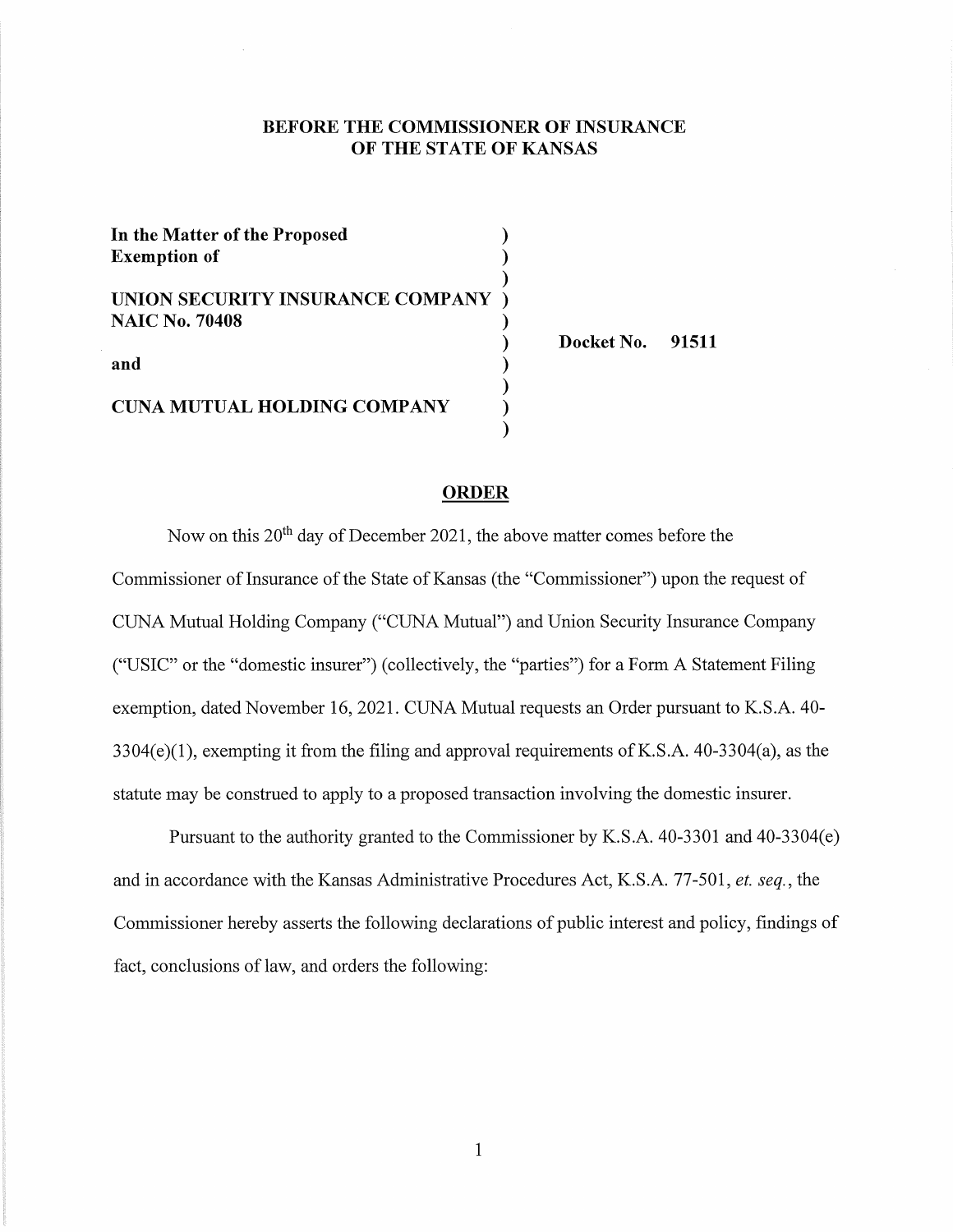**BEFORE THE COMMISSIONER OF INSURANCE**
**OF THE STATE OF KANSAS**

| | | |
|---|---|---|
| **In the Matter of the Proposed Exemption of** | ) | |
| | ) | |
| **UNION SECURITY INSURANCE COMPANY** | ) | |
| **NAIC No. 70408** | ) | |
| | ) | **Docket No. 91511** |
| **and** | ) | |
| | ) | |
| **CUNA MUTUAL HOLDING COMPANY** | ) | |
| | ) | |

## ORDER

Now on this 20th day of December 2021, the above matter comes before the Commissioner of Insurance of the State of Kansas (the "Commissioner") upon the request of CUNA Mutual Holding Company ("CUNA Mutual") and Union Security Insurance Company ("USIC" or the "domestic insurer") (collectively, the "parties") for a Form A Statement Filing exemption, dated November 16, 2021. CUNA Mutual requests an Order pursuant to K.S.A. 40-3304(e)(1), exempting it from the filing and approval requirements of K.S.A. 40-3304(a), as the statute may be construed to apply to a proposed transaction involving the domestic insurer.

Pursuant to the authority granted to the Commissioner by K.S.A. 40-3301 and 40-3304(e) and in accordance with the Kansas Administrative Procedures Act, K.S.A. 77-501, *et. seq.*, the Commissioner hereby asserts the following declarations of public interest and policy, findings of fact, conclusions of law, and orders the following: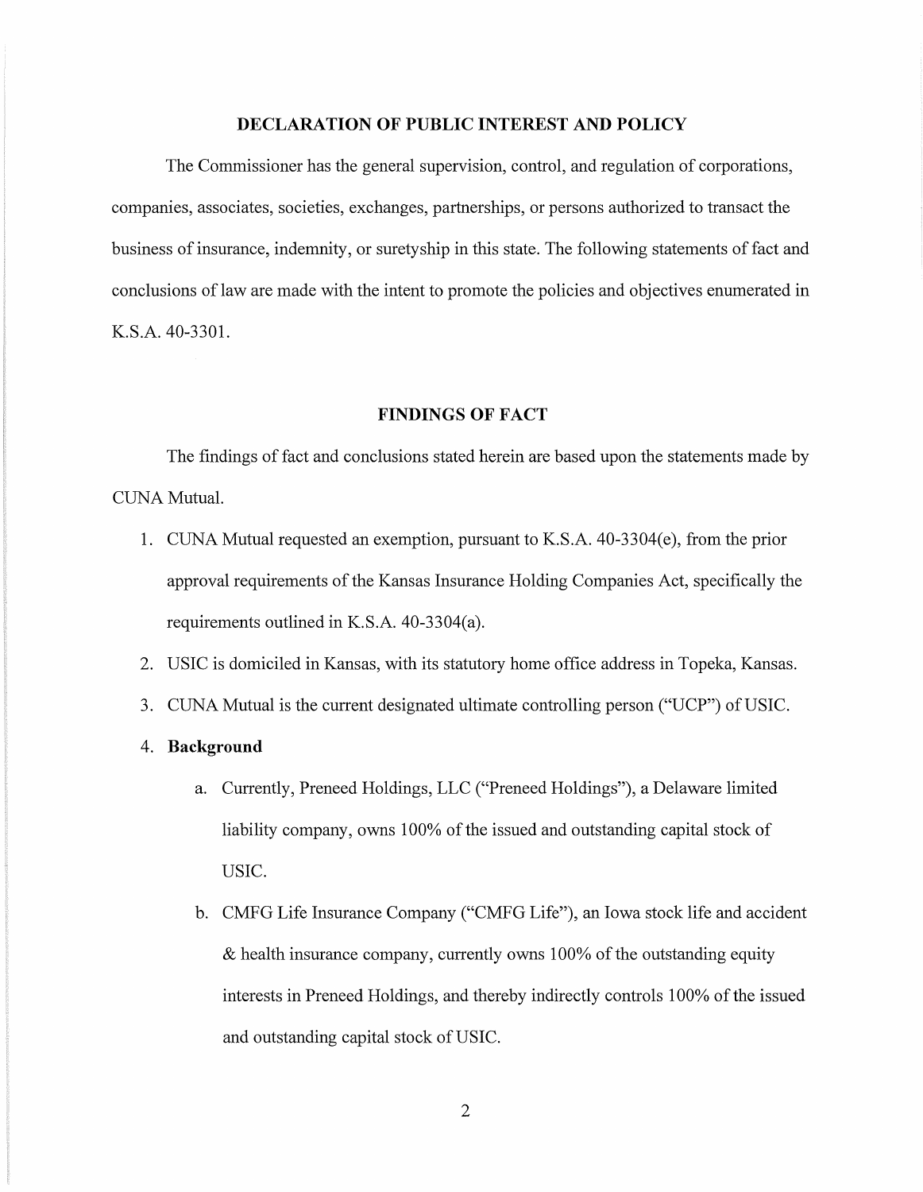## DECLARATION OF PUBLIC INTEREST AND POLICY

The Commissioner has the general supervision, control, and regulation of corporations, companies, associates, societies, exchanges, partnerships, or persons authorized to transact the business of insurance, indemnity, or suretyship in this state. The following statements of fact and conclusions of law are made with the intent to promote the policies and objectives enumerated in K.S.A. 40-3301.

## FINDINGS OF FACT

The findings of fact and conclusions stated herein are based upon the statements made by CUNA Mutual.

1. CUNA Mutual requested an exemption, pursuant to K.S.A. 40-3304(e), from the prior approval requirements of the Kansas Insurance Holding Companies Act, specifically the requirements outlined in K.S.A. 40-3304(a).
2. USIC is domiciled in Kansas, with its statutory home office address in Topeka, Kansas.
3. CUNA Mutual is the current designated ultimate controlling person ("UCP") of USIC.
4. **Background**
   a. Currently, Preneed Holdings, LLC ("Preneed Holdings"), a Delaware limited liability company, owns 100% of the issued and outstanding capital stock of USIC.
   b. CMFG Life Insurance Company ("CMFG Life"), an Iowa stock life and accident & health insurance company, currently owns 100% of the outstanding equity interests in Preneed Holdings, and thereby indirectly controls 100% of the issued and outstanding capital stock of USIC.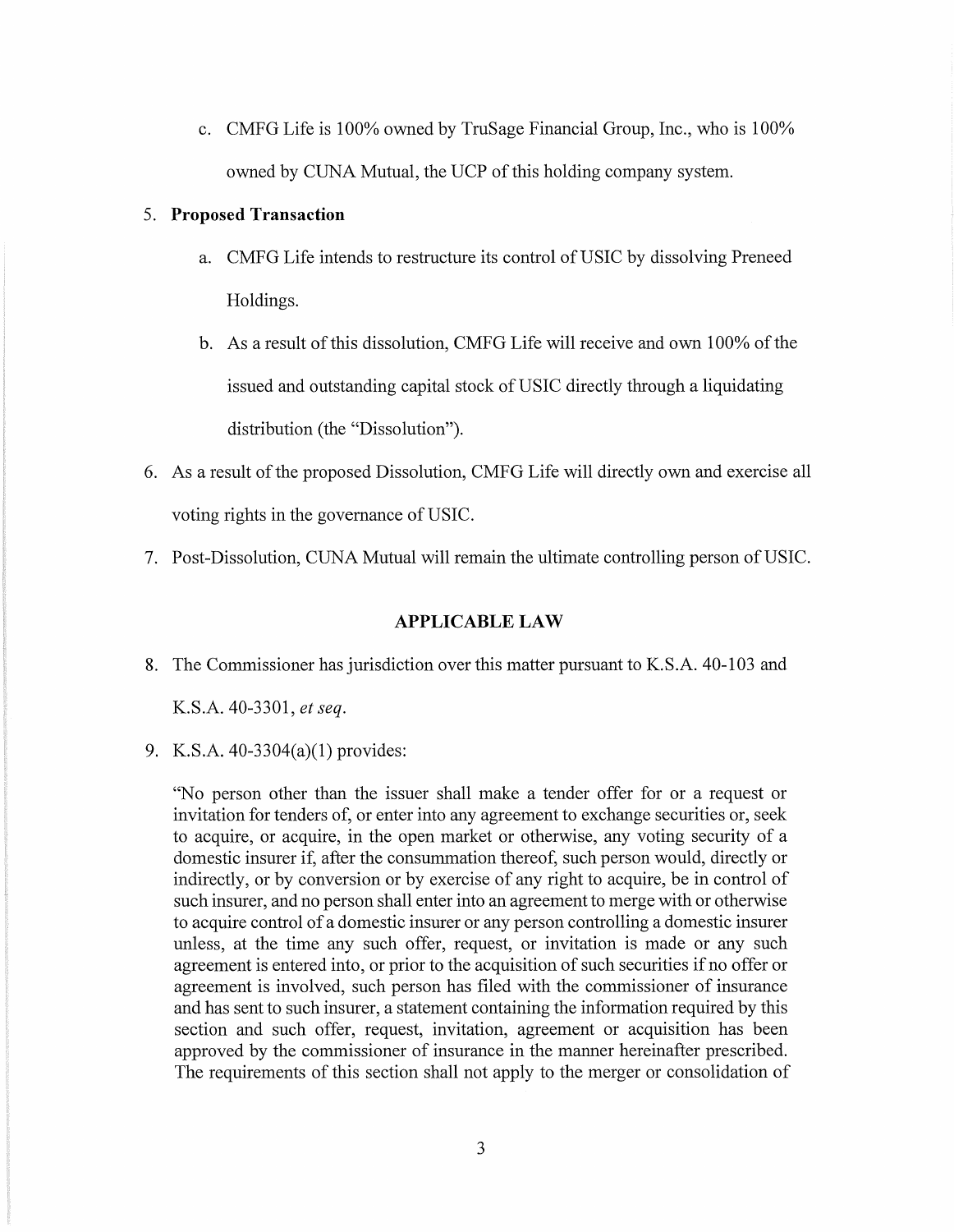c. CMFG Life is 100% owned by TruSage Financial Group, Inc., who is 100% owned by CUNA Mutual, the UCP of this holding company system.

5. **Proposed Transaction**

   a. CMFG Life intends to restructure its control of USIC by dissolving Preneed Holdings.

   b. As a result of this dissolution, CMFG Life will receive and own 100% of the issued and outstanding capital stock of USIC directly through a liquidating distribution (the "Dissolution").

6. As a result of the proposed Dissolution, CMFG Life will directly own and exercise all voting rights in the governance of USIC.

7. Post-Dissolution, CUNA Mutual will remain the ultimate controlling person of USIC.

## APPLICABLE LAW

8. The Commissioner has jurisdiction over this matter pursuant to K.S.A. 40-103 and K.S.A. 40-3301, *et seq.*

9. K.S.A. 40-3304(a)(1) provides:

   "No person other than the issuer shall make a tender offer for or a request or invitation for tenders of, or enter into any agreement to exchange securities or, seek to acquire, or acquire, in the open market or otherwise, any voting security of a domestic insurer if, after the consummation thereof, such person would, directly or indirectly, or by conversion or by exercise of any right to acquire, be in control of such insurer, and no person shall enter into an agreement to merge with or otherwise to acquire control of a domestic insurer or any person controlling a domestic insurer unless, at the time any such offer, request, or invitation is made or any such agreement is entered into, or prior to the acquisition of such securities if no offer or agreement is involved, such person has filed with the commissioner of insurance and has sent to such insurer, a statement containing the information required by this section and such offer, request, invitation, agreement or acquisition has been approved by the commissioner of insurance in the manner hereinafter prescribed. The requirements of this section shall not apply to the merger or consolidation of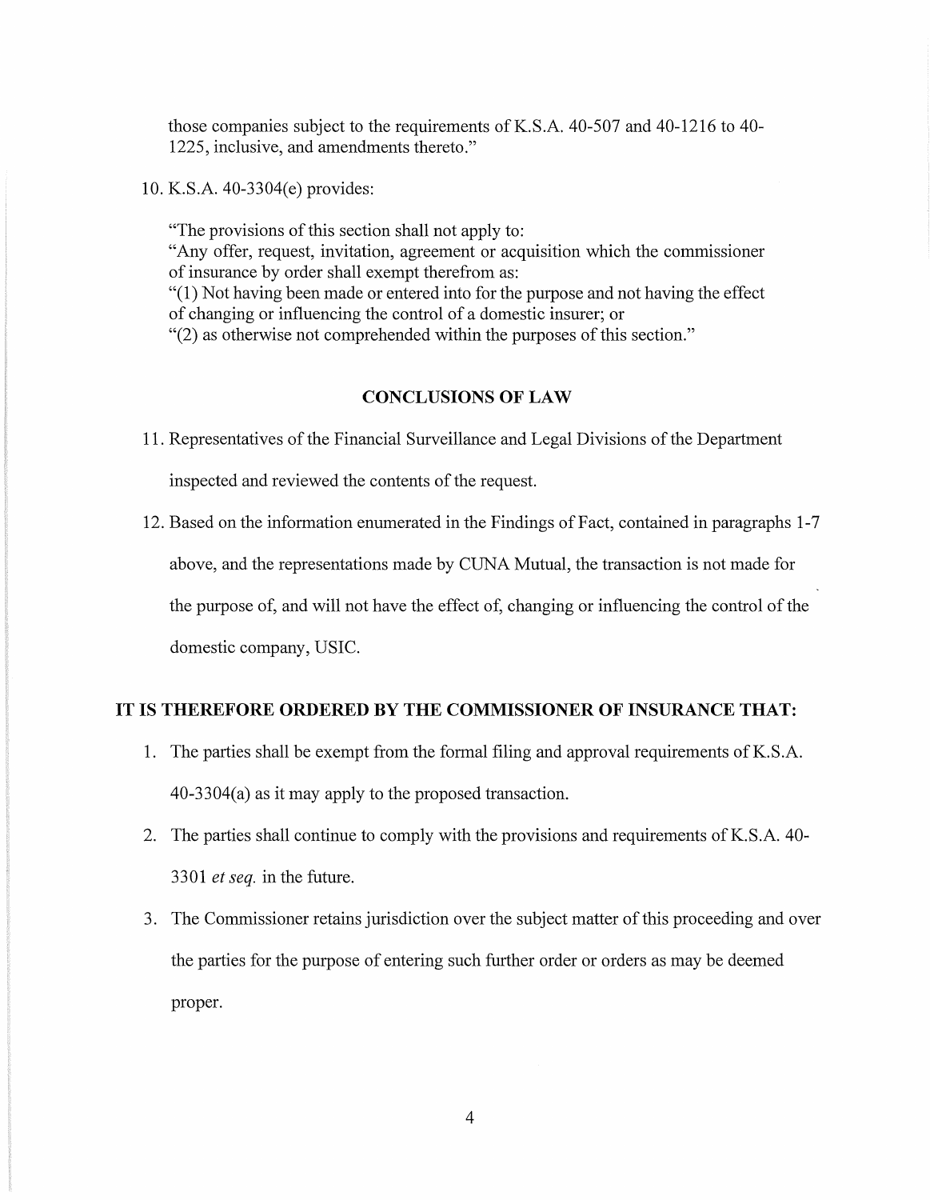those companies subject to the requirements of K.S.A. 40-507 and 40-1216 to 40-1225, inclusive, and amendments thereto."

10. K.S.A. 40-3304(e) provides:

   "The provisions of this section shall not apply to:
   "Any offer, request, invitation, agreement or acquisition which the commissioner of insurance by order shall exempt therefrom as:
   "(1) Not having been made or entered into for the purpose and not having the effect of changing or influencing the control of a domestic insurer; or
   "(2) as otherwise not comprehended within the purposes of this section."

## CONCLUSIONS OF LAW

11. Representatives of the Financial Surveillance and Legal Divisions of the Department inspected and reviewed the contents of the request.

12. Based on the information enumerated in the Findings of Fact, contained in paragraphs 1-7 above, and the representations made by CUNA Mutual, the transaction is not made for the purpose of, and will not have the effect of, changing or influencing the control of the domestic company, USIC.

## IT IS THEREFORE ORDERED BY THE COMMISSIONER OF INSURANCE THAT:

1. The parties shall be exempt from the formal filing and approval requirements of K.S.A. 40-3304(a) as it may apply to the proposed transaction.

2. The parties shall continue to comply with the provisions and requirements of K.S.A. 40-3301 *et seq.* in the future.

3. The Commissioner retains jurisdiction over the subject matter of this proceeding and over the parties for the purpose of entering such further order or orders as may be deemed proper.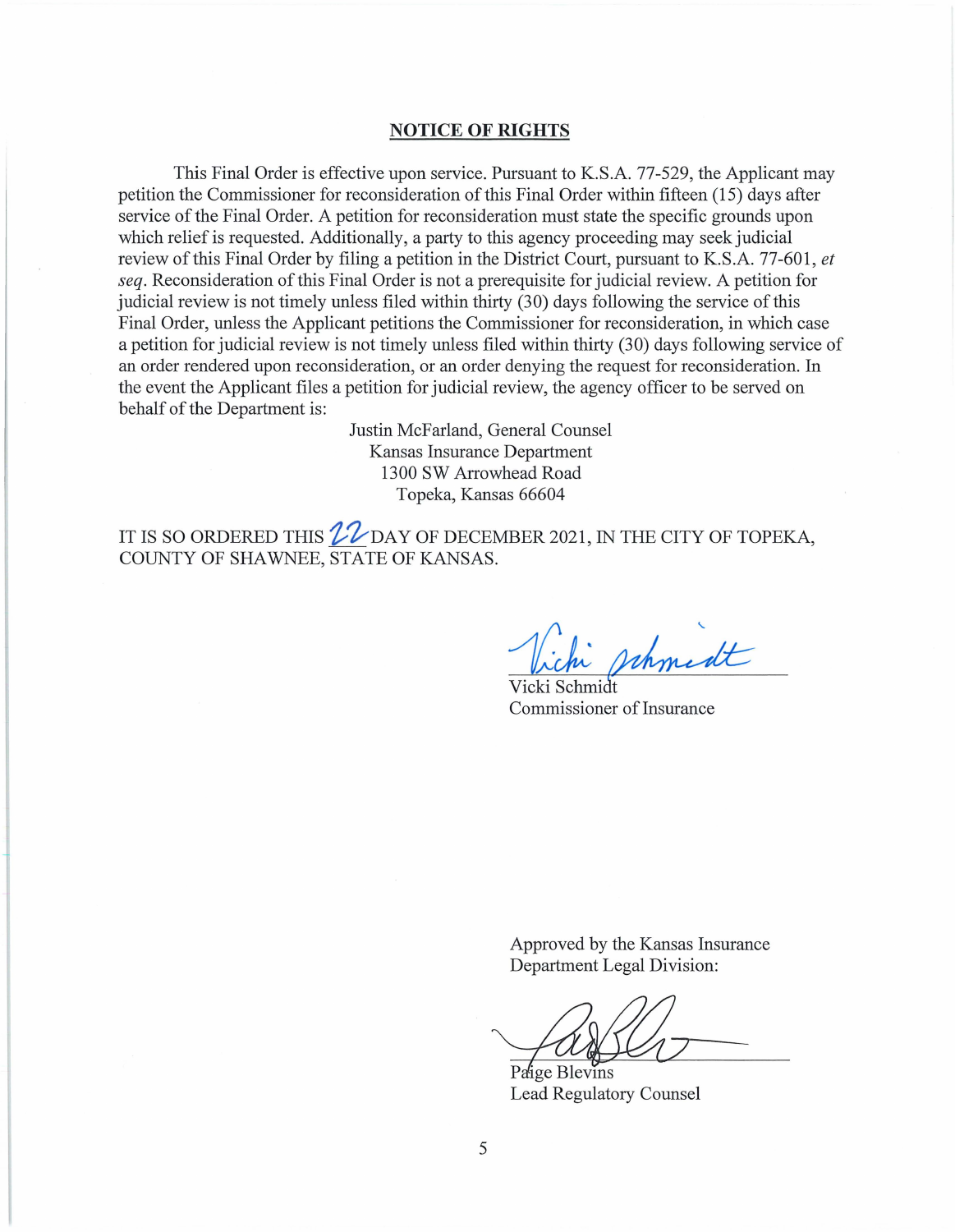## NOTICE OF RIGHTS

This Final Order is effective upon service. Pursuant to K.S.A. 77-529, the Applicant may petition the Commissioner for reconsideration of this Final Order within fifteen (15) days after service of the Final Order. A petition for reconsideration must state the specific grounds upon which relief is requested. Additionally, a party to this agency proceeding may seek judicial review of this Final Order by filing a petition in the District Court, pursuant to K.S.A. 77-601, *et seq*. Reconsideration of this Final Order is not a prerequisite for judicial review. A petition for judicial review is not timely unless filed within thirty (30) days following the service of this Final Order, unless the Applicant petitions the Commissioner for reconsideration, in which case a petition for judicial review is not timely unless filed within thirty (30) days following service of an order rendered upon reconsideration, or an order denying the request for reconsideration. In the event the Applicant files a petition for judicial review, the agency officer to be served on behalf of the Department is:

Justin McFarland, General Counsel
Kansas Insurance Department
1300 SW Arrowhead Road
Topeka, Kansas 66604

IT IS SO ORDERED THIS 22 DAY OF DECEMBER 2021, IN THE CITY OF TOPEKA, COUNTY OF SHAWNEE, STATE OF KANSAS.

Vicki Schmidt
Commissioner of Insurance

Approved by the Kansas Insurance Department Legal Division:

Paige Blevins
Lead Regulatory Counsel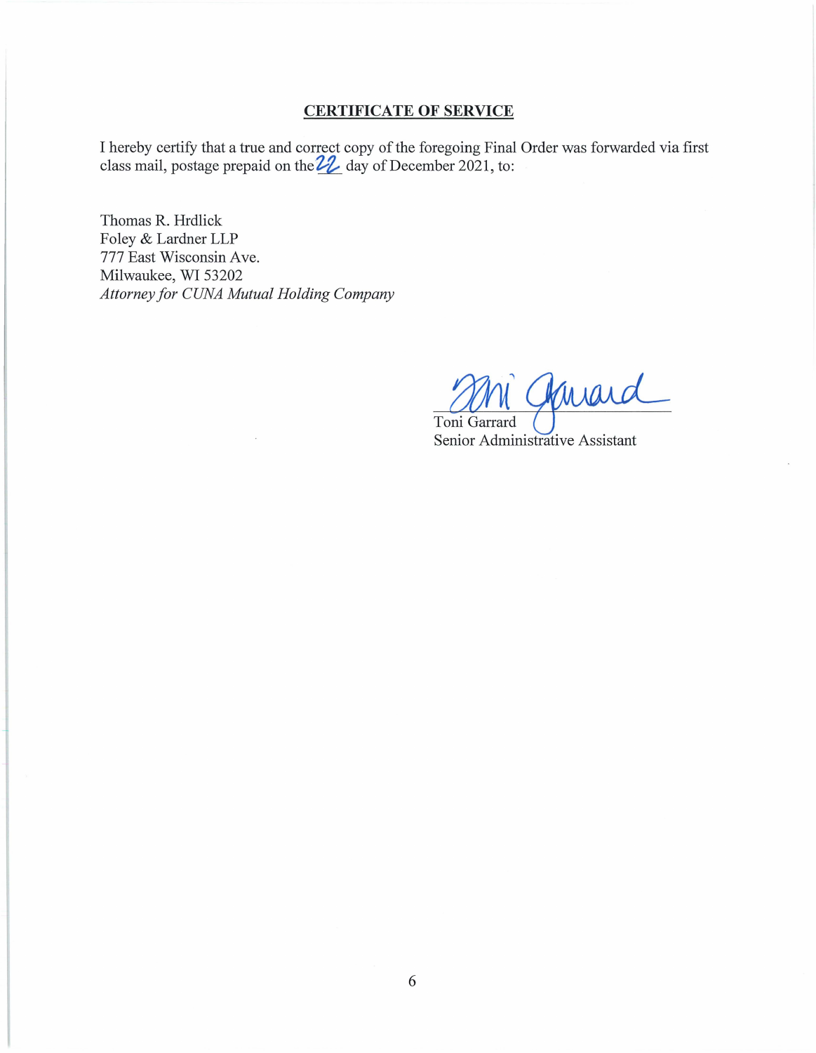## CERTIFICATE OF SERVICE

I hereby certify that a true and correct copy of the foregoing Final Order was forwarded via first class mail, postage prepaid on the 22 day of December 2021, to:

Thomas R. Hrdlick
Foley & Lardner LLP
777 East Wisconsin Ave.
Milwaukee, WI 53202
*Attorney for CUNA Mutual Holding Company*

Toni Garrard
Toni Garrard
Senior Administrative Assistant